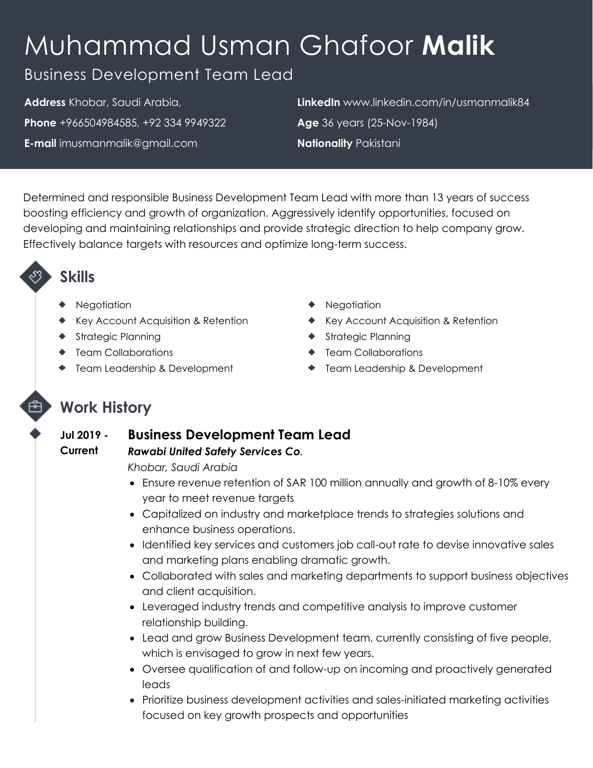# Muhammad Usman Ghafoor **Malik**

Business Development Team Lead

**Address** Khobar, Saudi Arabia,

**Phone** +966504984585, +92 334 9949322

**E-mail** imusmanmalik@gmail.com

**LinkedIn** www.linkedin.com/in/usmanmalik84

**Age** 36 years (25-Nov-1984)

**Nationality** Pakistani

Determined and responsible Business Development Team Lead with more than 13 years of success boosting efficiency and growth of organization. Aggressively identify opportunities, focused on developing and maintaining relationships and provide strategic direction to help company grow. Effectively balance targets with resources and optimize long-term success.

## Skills

- Negotiation
- Key Account Acquisition & Retention
- Strategic Planning
- Team Collaborations
- Team Leadership & Development
- Negotiation
- Key Account Acquisition & Retention
- Strategic Planning
- Team Collaborations
- Team Leadership & Development

## Work History

**Jul 2019 - Current**

### Business Development Team Lead

***Rawabi United Safety Services Co***.

*Khobar, Saudi Arabia*

- Ensure revenue retention of SAR 100 million annually and growth of 8-10% every year to meet revenue targets
- Capitalized on industry and marketplace trends to strategies solutions and enhance business operations.
- Identified key services and customers job call-out rate to devise innovative sales and marketing plans enabling dramatic growth.
- Collaborated with sales and marketing departments to support business objectives and client acquisition.
- Leveraged industry trends and competitive analysis to improve customer relationship building.
- Lead and grow Business Development team, currently consisting of five people, which is envisaged to grow in next few years.
- Oversee qualification of and follow-up on incoming and proactively generated leads
- Prioritize business development activities and sales-initiated marketing activities focused on key growth prospects and opportunities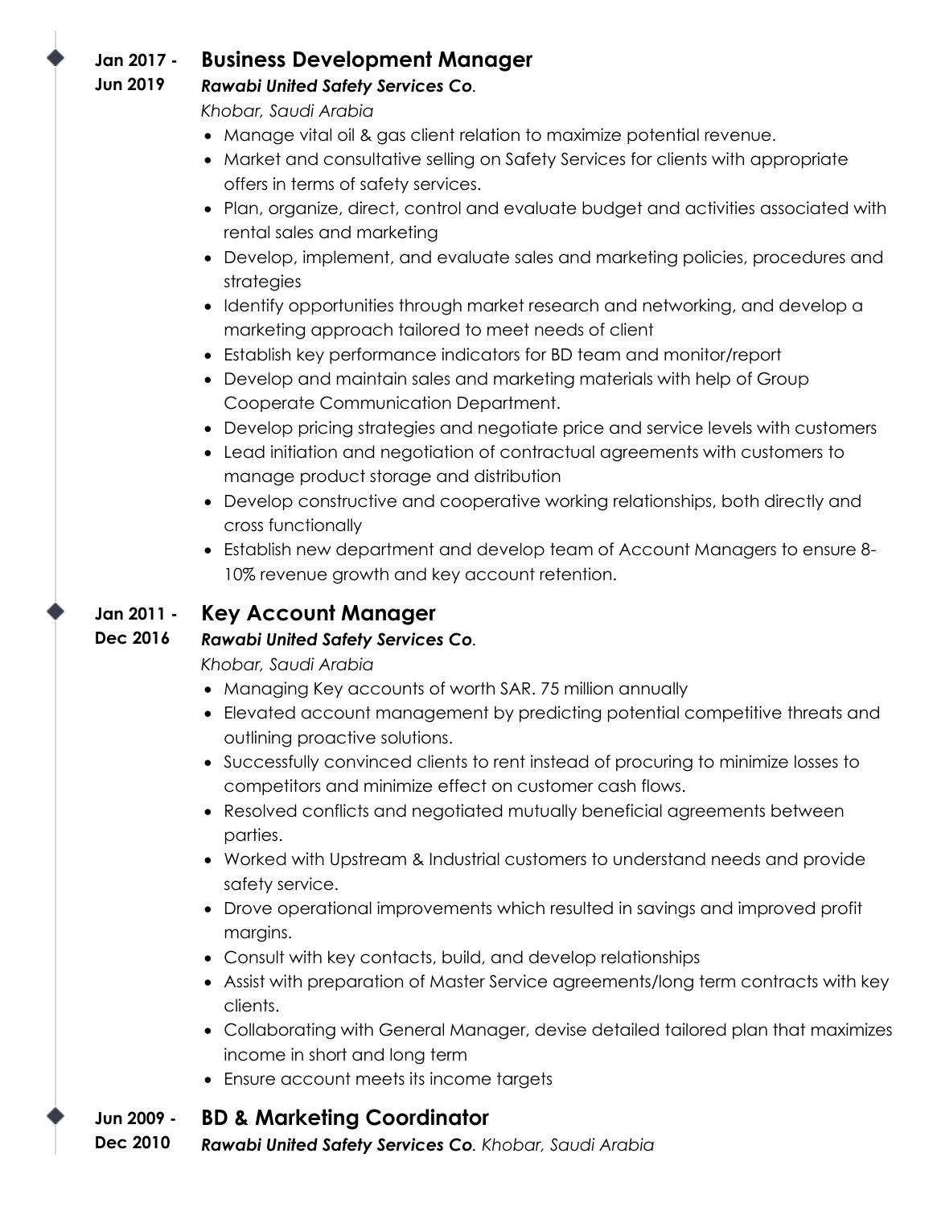**Jan 2017 - Jun 2019**

### Business Development Manager

***Rawabi United Safety Services Co.***

*Khobar, Saudi Arabia*

- Manage vital oil & gas client relation to maximize potential revenue.
- Market and consultative selling on Safety Services for clients with appropriate offers in terms of safety services.
- Plan, organize, direct, control and evaluate budget and activities associated with rental sales and marketing
- Develop, implement, and evaluate sales and marketing policies, procedures and strategies
- Identify opportunities through market research and networking, and develop a marketing approach tailored to meet needs of client
- Establish key performance indicators for BD team and monitor/report
- Develop and maintain sales and marketing materials with help of Group Cooperate Communication Department.
- Develop pricing strategies and negotiate price and service levels with customers
- Lead initiation and negotiation of contractual agreements with customers to manage product storage and distribution
- Develop constructive and cooperative working relationships, both directly and cross functionally
- Establish new department and develop team of Account Managers to ensure 8-10% revenue growth and key account retention.

**Jan 2011 - Dec 2016**

### Key Account Manager

***Rawabi United Safety Services Co.***

*Khobar, Saudi Arabia*

- Managing Key accounts of worth SAR. 75 million annually
- Elevated account management by predicting potential competitive threats and outlining proactive solutions.
- Successfully convinced clients to rent instead of procuring to minimize losses to competitors and minimize effect on customer cash flows.
- Resolved conflicts and negotiated mutually beneficial agreements between parties.
- Worked with Upstream & Industrial customers to understand needs and provide safety service.
- Drove operational improvements which resulted in savings and improved profit margins.
- Consult with key contacts, build, and develop relationships
- Assist with preparation of Master Service agreements/long term contracts with key clients.
- Collaborating with General Manager, devise detailed tailored plan that maximizes income in short and long term
- Ensure account meets its income targets

**Jun 2009 - Dec 2010**

### BD & Marketing Coordinator

***Rawabi United Safety Services Co.*** *Khobar, Saudi Arabia*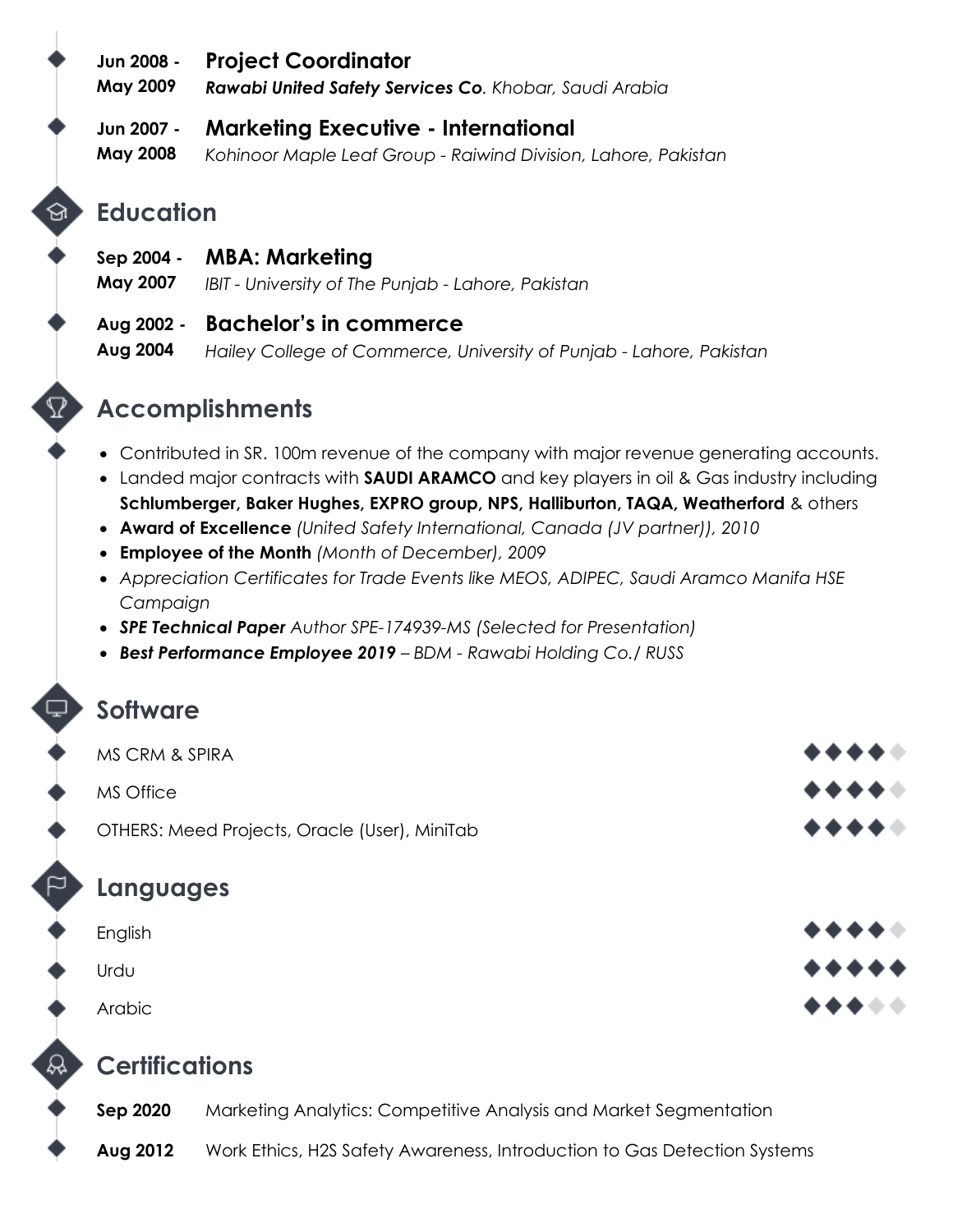**Jun 2008 - May 2009** — **Project Coordinator**
***Rawabi United Safety Services Co****. Khobar, Saudi Arabia*

**Jun 2007 - May 2008** — **Marketing Executive - International**
*Kohinoor Maple Leaf Group - Raiwind Division, Lahore, Pakistan*

## Education

**Sep 2004 - May 2007** — **MBA: Marketing**
*IBIT - University of The Punjab - Lahore, Pakistan*

**Aug 2002 - Aug 2004** — **Bachelor's in commerce**
*Hailey College of Commerce, University of Punjab - Lahore, Pakistan*

## Accomplishments

- Contributed in SR. 100m revenue of the company with major revenue generating accounts.
- Landed major contracts with **SAUDI ARAMCO** and key players in oil & Gas industry including **Schlumberger, Baker Hughes, EXPRO group, NPS, Halliburton, TAQA, Weatherford** & others
- **Award of Excellence** *(United Safety International, Canada (JV partner)), 2010*
- **Employee of the Month** *(Month of December), 2009*
- *Appreciation Certificates for Trade Events like MEOS, ADIPEC, Saudi Aramco Manifa HSE Campaign*
- ***SPE Technical Paper*** *Author SPE-174939-MS (Selected for Presentation)*
- ***Best Performance Employee 2019*** *– BDM - Rawabi Holding Co./ RUSS*

## Software

| | |
|---|---|
| MS CRM & SPIRA | 4/5 |
| MS Office | 4/5 |
| OTHERS: Meed Projects, Oracle (User), MiniTab | 4/5 |

## Languages

| | |
|---|---|
| English | 4/5 |
| Urdu | 5/5 |
| Arabic | 3/5 |

## Certifications

**Sep 2020** — Marketing Analytics: Competitive Analysis and Market Segmentation

**Aug 2012** — Work Ethics, H2S Safety Awareness, Introduction to Gas Detection Systems